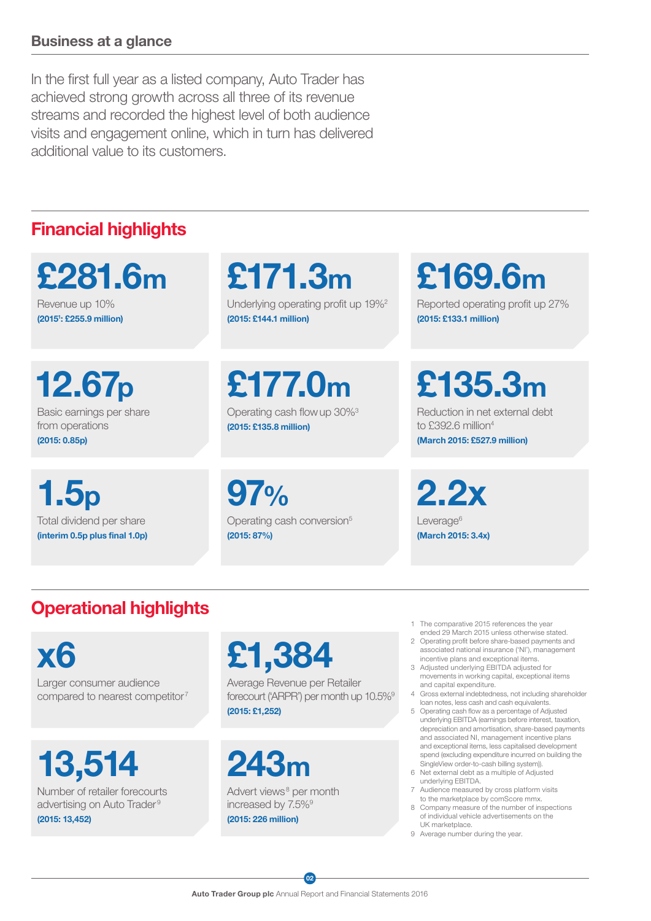## Business at a glance

In the first full year as a listed company, Auto Trader has achieved strong growth across all three of its revenue streams and recorded the highest level of both audience visits and engagement online, which in turn has delivered additional value to its customers.

## Financial highlights

**£281.6m**
Revenue up 10%
**(2015[1]: £255.9 million)**

**£171.3m**
Underlying operating profit up 19%[2]
**(2015: £144.1 million)**

**£169.6m**
Reported operating profit up 27%
**(2015: £133.1 million)**

**12.67p**
Basic earnings per share from operations
**(2015: 0.85p)**

**£177.0m**
Operating cash flow up 30%[3]
**(2015: £135.8 million)**

**£135.3m**
Reduction in net external debt to £392.6 million[4]
**(March 2015: £527.9 million)**

**1.5p**
Total dividend per share
**(interim 0.5p plus final 1.0p)**

**97%**
Operating cash conversion[5]
**(2015: 87%)**

**2.2x**
Leverage[6]
**(March 2015: 3.4x)**

## Operational highlights

**x6**
Larger consumer audience compared to nearest competitor[7]

**£1,384**
Average Revenue per Retailer forecourt ('ARPR') per month up 10.5%[9]
**(2015: £1,252)**

**13,514**
Number of retailer forecourts advertising on Auto Trader[9]
**(2015: 13,452)**

**243m**
Advert views[8] per month increased by 7.5%[9]
**(2015: 226 million)**

1. The comparative 2015 references the year ended 29 March 2015 unless otherwise stated.
2. Operating profit before share-based payments and associated national insurance ('NI'), management incentive plans and exceptional items.
3. Adjusted underlying EBITDA adjusted for movements in working capital, exceptional items and capital expenditure.
4. Gross external indebtedness, not including shareholder loan notes, less cash and cash equivalents.
5. Operating cash flow as a percentage of Adjusted underlying EBITDA (earnings before interest, taxation, depreciation and amortisation, share-based payments and associated NI, management incentive plans and exceptional items, less capitalised development spend (excluding expenditure incurred on building the SingleView order-to-cash billing system)).
6. Net external debt as a multiple of Adjusted underlying EBITDA.
7. Audience measured by cross platform visits to the marketplace by comScore mmx.
8. Company measure of the number of inspections of individual vehicle advertisements on the UK marketplace.
9. Average number during the year.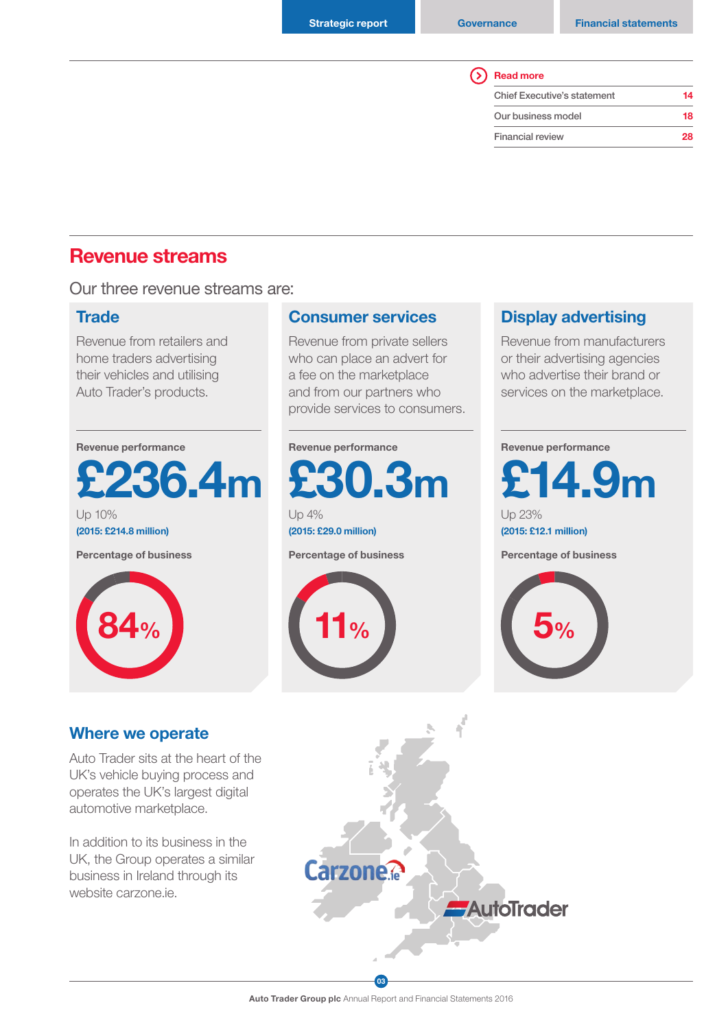Read more

| | |
|---|---|
| Chief Executive's statement | 14 |
| Our business model | 18 |
| Financial review | 28 |

## Revenue streams

Our three revenue streams are:

### Trade

Revenue from retailers and home traders advertising their vehicles and utilising Auto Trader's products.

**Revenue performance**

**£236.4m**

Up 10%

**(2015: £214.8 million)**

**Percentage of business**

84%

### Consumer services

Revenue from private sellers who can place an advert for a fee on the marketplace and from our partners who provide services to consumers.

**Revenue performance**

**£30.3m**

Up 4%

**(2015: £29.0 million)**

**Percentage of business**

11%

### Display advertising

Revenue from manufacturers or their advertising agencies who advertise their brand or services on the marketplace.

**Revenue performance**

**£14.9m**

Up 23%

**(2015: £12.1 million)**

**Percentage of business**

5%

### Where we operate

Auto Trader sits at the heart of the UK's vehicle buying process and operates the UK's largest digital automotive marketplace.

In addition to its business in the UK, the Group operates a similar business in Ireland through its website carzone.ie.

Carzone.ie

AutoTrader